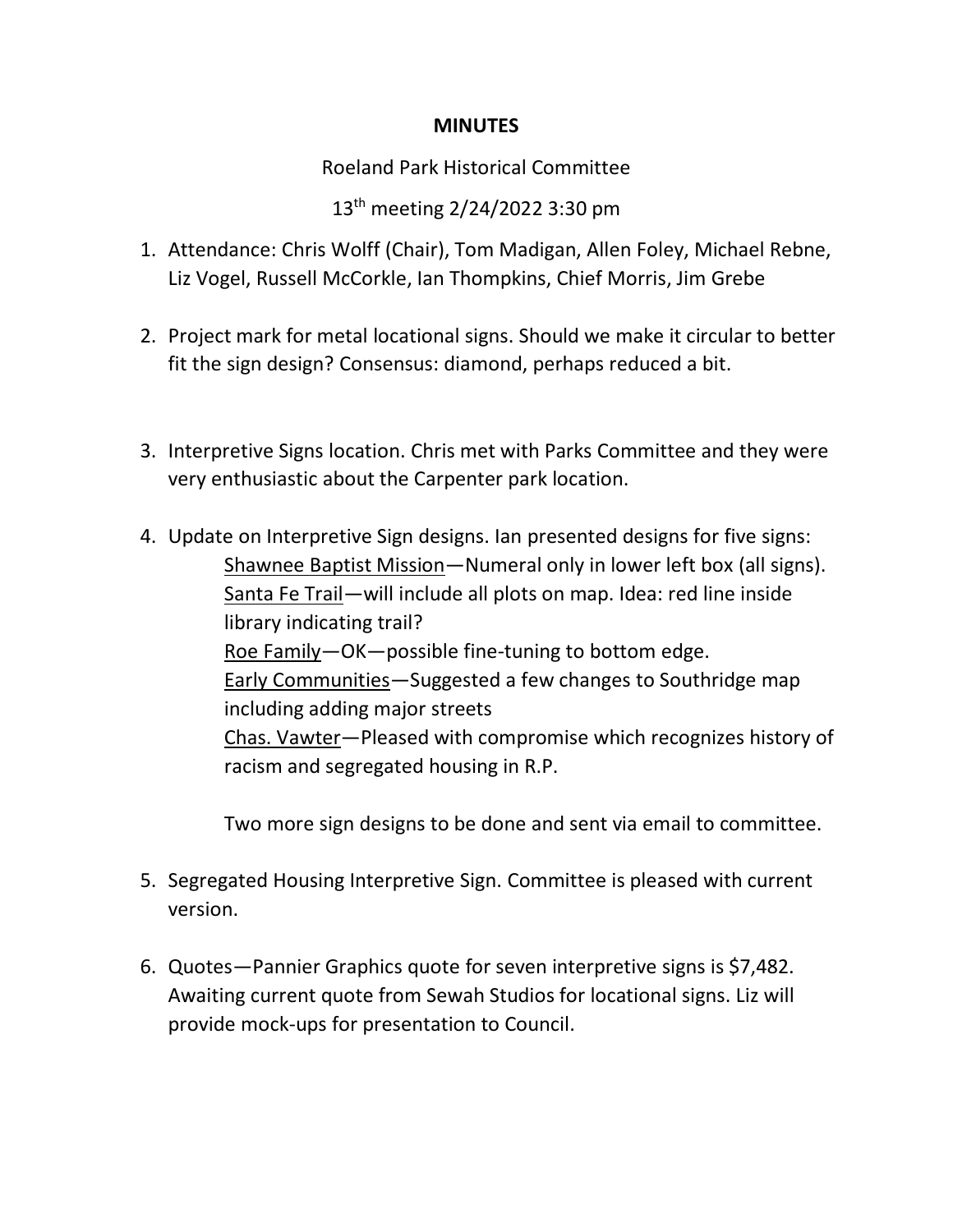**MINUTES**

Roeland Park Historical Committee

13th meeting 2/24/2022 3:30 pm

1. Attendance: Chris Wolff (Chair), Tom Madigan, Allen Foley, Michael Rebne, Liz Vogel, Russell McCorkle, Ian Thompkins, Chief Morris, Jim Grebe

2. Project mark for metal locational signs. Should we make it circular to better fit the sign design? Consensus: diamond, perhaps reduced a bit.

3. Interpretive Signs location. Chris met with Parks Committee and they were very enthusiastic about the Carpenter park location.

4. Update on Interpretive Sign designs. Ian presented designs for five signs:

   Shawnee Baptist Mission—Numeral only in lower left box (all signs).
   Santa Fe Trail—will include all plots on map. Idea: red line inside library indicating trail?
   Roe Family—OK—possible fine-tuning to bottom edge.
   Early Communities—Suggested a few changes to Southridge map including adding major streets
   Chas. Vawter—Pleased with compromise which recognizes history of racism and segregated housing in R.P.

   Two more sign designs to be done and sent via email to committee.

5. Segregated Housing Interpretive Sign. Committee is pleased with current version.

6. Quotes—Pannier Graphics quote for seven interpretive signs is $7,482. Awaiting current quote from Sewah Studios for locational signs. Liz will provide mock-ups for presentation to Council.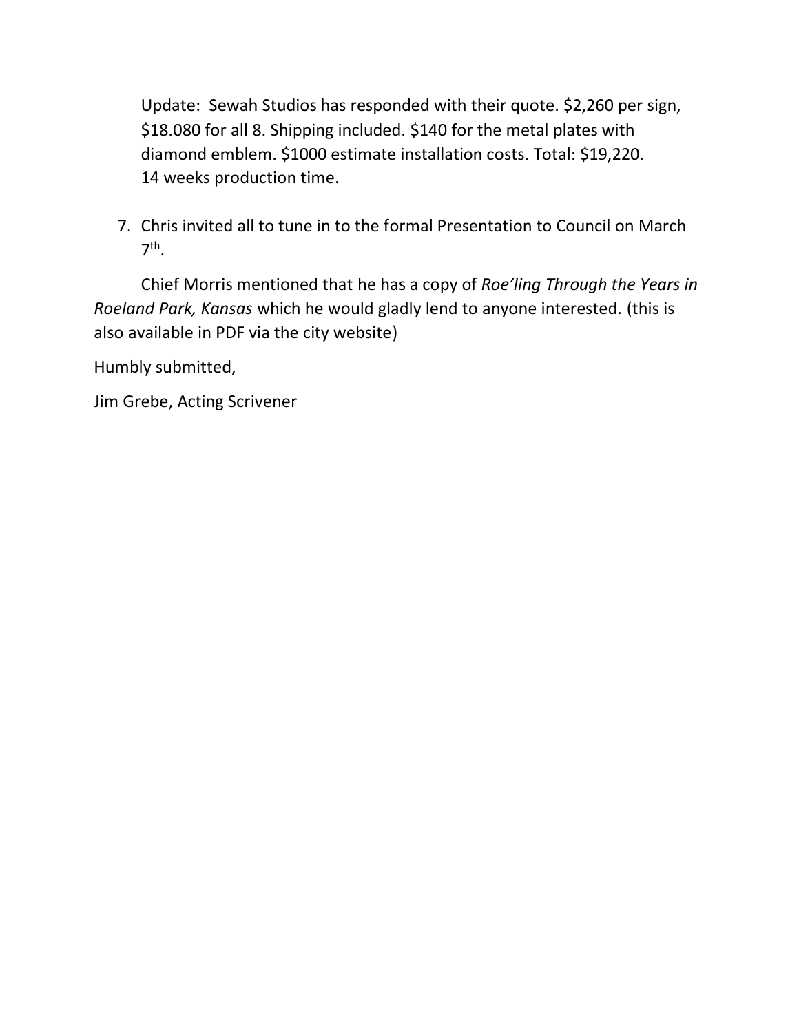Update: Sewah Studios has responded with their quote. $2,260 per sign, $18.080 for all 8. Shipping included. $140 for the metal plates with diamond emblem. $1000 estimate installation costs. Total: $19,220. 14 weeks production time.

7. Chris invited all to tune in to the formal Presentation to Council on March 7th.

Chief Morris mentioned that he has a copy of *Roe'ling Through the Years in Roeland Park, Kansas* which he would gladly lend to anyone interested. (this is also available in PDF via the city website)

Humbly submitted,

Jim Grebe, Acting Scrivener